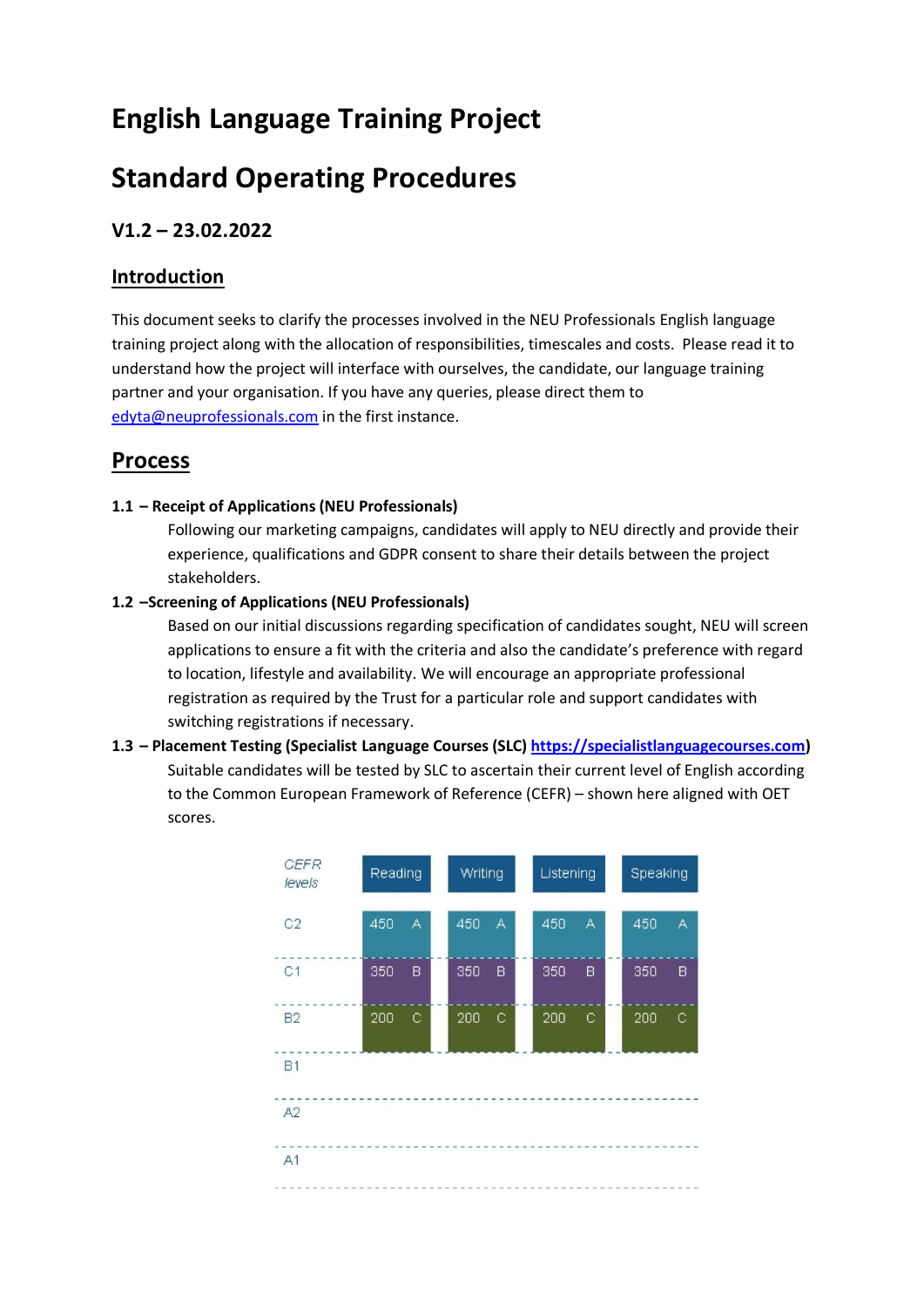# English Language Training Project

# Standard Operating Procedures

### V1.2 – 23.02.2022

## Introduction

This document seeks to clarify the processes involved in the NEU Professionals English language training project along with the allocation of responsibilities, timescales and costs. Please read it to understand how the project will interface with ourselves, the candidate, our language training partner and your organisation. If you have any queries, please direct them to edyta@neuprofessionals.com in the first instance.

## Process

**1.1 – Receipt of Applications (NEU Professionals)**

Following our marketing campaigns, candidates will apply to NEU directly and provide their experience, qualifications and GDPR consent to share their details between the project stakeholders.

**1.2 –Screening of Applications (NEU Professionals)**

Based on our initial discussions regarding specification of candidates sought, NEU will screen applications to ensure a fit with the criteria and also the candidate's preference with regard to location, lifestyle and availability. We will encourage an appropriate professional registration as required by the Trust for a particular role and support candidates with switching registrations if necessary.

**1.3 – Placement Testing (Specialist Language Courses (SLC) https://specialistlanguagecourses.com)**

Suitable candidates will be tested by SLC to ascertain their current level of English according to the Common European Framework of Reference (CEFR) – shown here aligned with OET scores.

| CEFR levels | Reading | Writing | Listening | Speaking |
|---|---|---|---|---|
| C2 | 450 A | 450 A | 450 A | 450 A |
| C1 | 350 B | 350 B | 350 B | 350 B |
| B2 | 200 C | 200 C | 200 C | 200 C |
| B1 | | | | |
| A2 | | | | |
| A1 | | | | |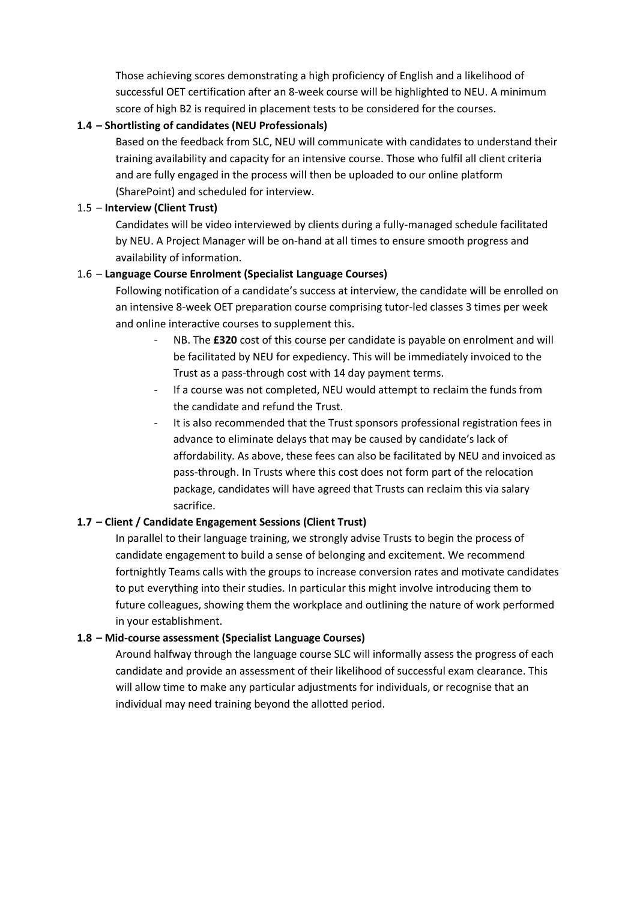Those achieving scores demonstrating a high proficiency of English and a likelihood of successful OET certification after an 8-week course will be highlighted to NEU. A minimum score of high B2 is required in placement tests to be considered for the courses.

**1.4 – Shortlisting of candidates (NEU Professionals)**

Based on the feedback from SLC, NEU will communicate with candidates to understand their training availability and capacity for an intensive course. Those who fulfil all client criteria and are fully engaged in the process will then be uploaded to our online platform (SharePoint) and scheduled for interview.

1.5 – **Interview (Client Trust)**

Candidates will be video interviewed by clients during a fully-managed schedule facilitated by NEU. A Project Manager will be on-hand at all times to ensure smooth progress and availability of information.

1.6 – **Language Course Enrolment (Specialist Language Courses)**

Following notification of a candidate's success at interview, the candidate will be enrolled on an intensive 8-week OET preparation course comprising tutor-led classes 3 times per week and online interactive courses to supplement this.

- NB. The **£320** cost of this course per candidate is payable on enrolment and will be facilitated by NEU for expediency. This will be immediately invoiced to the Trust as a pass-through cost with 14 day payment terms.
- If a course was not completed, NEU would attempt to reclaim the funds from the candidate and refund the Trust.
- It is also recommended that the Trust sponsors professional registration fees in advance to eliminate delays that may be caused by candidate's lack of affordability. As above, these fees can also be facilitated by NEU and invoiced as pass-through. In Trusts where this cost does not form part of the relocation package, candidates will have agreed that Trusts can reclaim this via salary sacrifice.

**1.7 – Client / Candidate Engagement Sessions (Client Trust)**

In parallel to their language training, we strongly advise Trusts to begin the process of candidate engagement to build a sense of belonging and excitement. We recommend fortnightly Teams calls with the groups to increase conversion rates and motivate candidates to put everything into their studies. In particular this might involve introducing them to future colleagues, showing them the workplace and outlining the nature of work performed in your establishment.

**1.8 – Mid-course assessment (Specialist Language Courses)**

Around halfway through the language course SLC will informally assess the progress of each candidate and provide an assessment of their likelihood of successful exam clearance. This will allow time to make any particular adjustments for individuals, or recognise that an individual may need training beyond the allotted period.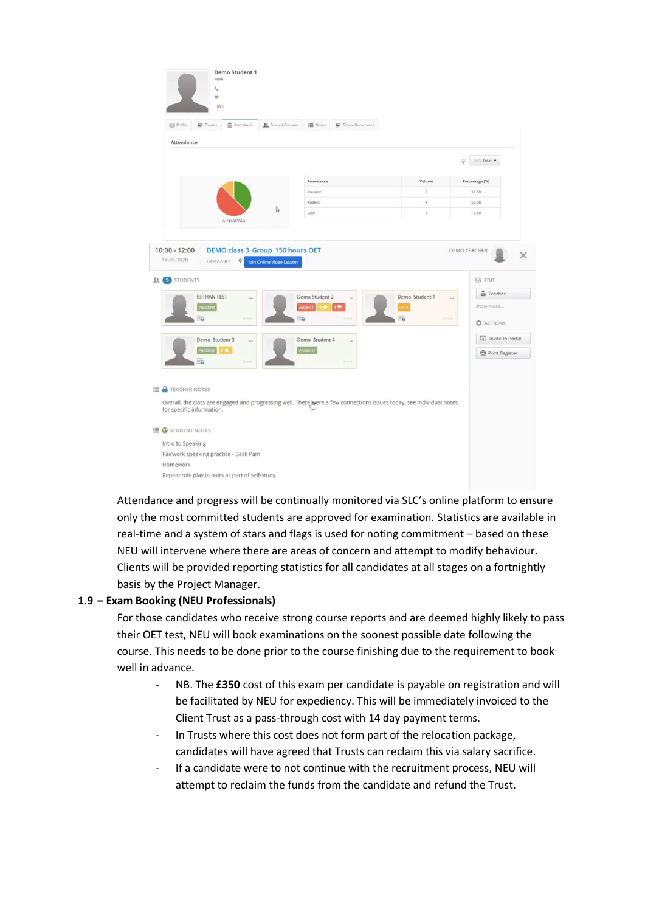Attendance and progress will be continually monitored via SLC's online platform to ensure only the most committed students are approved for examination. Statistics are available in real-time and a system of stars and flags is used for noting commitment – based on these NEU will intervene where there are areas of concern and attempt to modify behaviour. Clients will be provided reporting statistics for all candidates at all stages on a fortnightly basis by the Project Manager.

**1.9 – Exam Booking (NEU Professionals)**

For those candidates who receive strong course reports and are deemed highly likely to pass their OET test, NEU will book examinations on the soonest possible date following the course. This needs to be done prior to the course finishing due to the requirement to book well in advance.

- NB. The **£350** cost of this exam per candidate is payable on registration and will be facilitated by NEU for expediency. This will be immediately invoiced to the Client Trust as a pass-through cost with 14 day payment terms.
- In Trusts where this cost does not form part of the relocation package, candidates will have agreed that Trusts can reclaim this via salary sacrifice.
- If a candidate were to not continue with the recruitment process, NEU will attempt to reclaim the funds from the candidate and refund the Trust.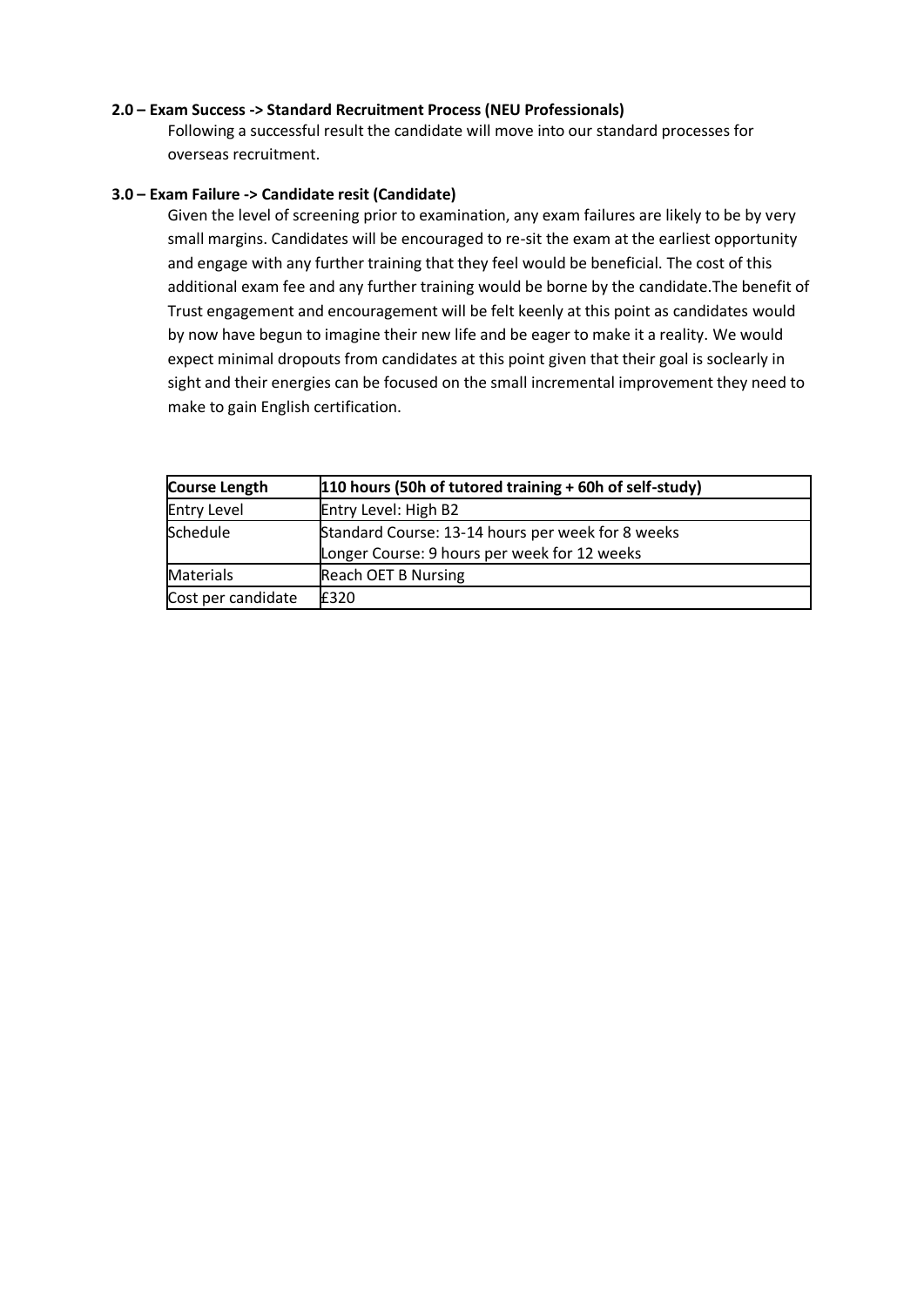**2.0 – Exam Success -> Standard Recruitment Process (NEU Professionals)**

Following a successful result the candidate will move into our standard processes for overseas recruitment.

**3.0 – Exam Failure -> Candidate resit (Candidate)**

Given the level of screening prior to examination, any exam failures are likely to be by very small margins. Candidates will be encouraged to re-sit the exam at the earliest opportunity and engage with any further training that they feel would be beneficial. The cost of this additional exam fee and any further training would be borne by the candidate.The benefit of Trust engagement and encouragement will be felt keenly at this point as candidates would by now have begun to imagine their new life and be eager to make it a reality. We would expect minimal dropouts from candidates at this point given that their goal is soclearly in sight and their energies can be focused on the small incremental improvement they need to make to gain English certification.

| **Course Length** | **110 hours (50h of tutored training + 60h of self-study)** |
|---|---|
| Entry Level | Entry Level: High B2 |
| Schedule | Standard Course: 13-14 hours per week for 8 weeks<br>Longer Course: 9 hours per week for 12 weeks |
| Materials | Reach OET B Nursing |
| Cost per candidate | £320 |